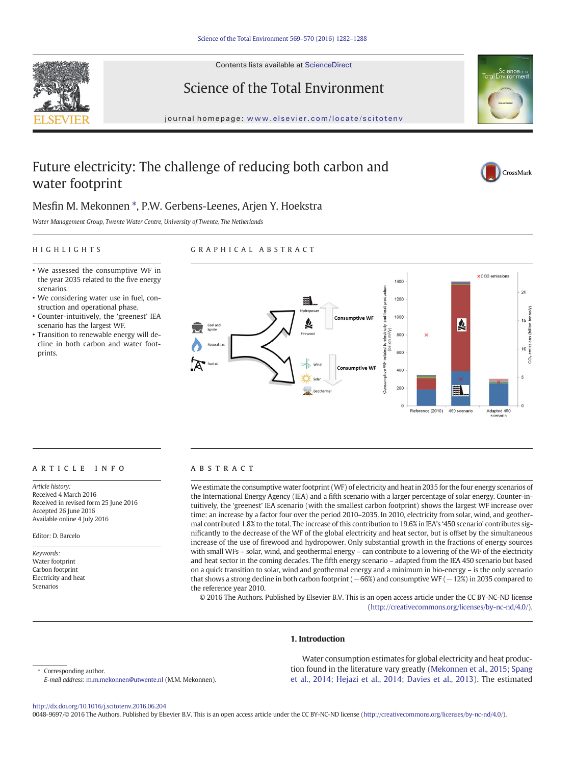# Future electricity: The challenge of reducing both carbon and water footprint

Mesfin M. Mekonnen *, P.W. Gerbens-Leenes, Arjen Y. Hoekstra

*Water Management Group, Twente Water Centre, University of Twente, The Netherlands*

## HIGHLIGHTS

- We assessed the consumptive WF in the year 2035 related to the five energy scenarios.
- We considering water use in fuel, construction and operational phase.
- Counter-intuitively, the 'greenest' IEA scenario has the largest WF.
- Transition to renewable energy will decline in both carbon and water footprints.

## GRAPHICAL ABSTRACT

## ARTICLE INFO

*Article history:*
Received 4 March 2016
Received in revised form 25 June 2016
Accepted 26 June 2016
Available online 4 July 2016

Editor: D. Barcelo

*Keywords:*
Water footprint
Carbon footprint
Electricity and heat
Scenarios

## ABSTRACT

We estimate the consumptive water footprint (WF) of electricity and heat in 2035 for the four energy scenarios of the International Energy Agency (IEA) and a fifth scenario with a larger percentage of solar energy. Counter-intuitively, the 'greenest' IEA scenario (with the smallest carbon footprint) shows the largest WF increase over time: an increase by a factor four over the period 2010–2035. In 2010, electricity from solar, wind, and geothermal contributed 1.8% to the total. The increase of this contribution to 19.6% in IEA's '450 scenario' contributes significantly to the decrease of the WF of the global electricity and heat sector, but is offset by the simultaneous increase of the use of firewood and hydropower. Only substantial growth in the fractions of energy sources with small WFs – solar, wind, and geothermal energy – can contribute to a lowering of the WF of the electricity and heat sector in the coming decades. The fifth energy scenario – adapted from the IEA 450 scenario but based on a quick transition to solar, wind and geothermal energy and a minimum in bio-energy – is the only scenario that shows a strong decline in both carbon footprint (−66%) and consumptive WF (−12%) in 2035 compared to the reference year 2010.

© 2016 The Authors. Published by Elsevier B.V. This is an open access article under the CC BY-NC-ND license (http://creativecommons.org/licenses/by-nc-nd/4.0/).

## 1. Introduction

Water consumption estimates for global electricity and heat production found in the literature vary greatly (Mekonnen et al., 2015; Spang et al., 2014; Hejazi et al., 2014; Davies et al., 2013). The estimated

---

* Corresponding author.
*E-mail address:* m.m.mekonnen@utwente.nl (M.M. Mekonnen).

http://dx.doi.org/10.1016/j.scitotenv.2016.06.204
0048-9697/© 2016 The Authors. Published by Elsevier B.V. This is an open access article under the CC BY-NC-ND license (http://creativecommons.org/licenses/by-nc-nd/4.0/).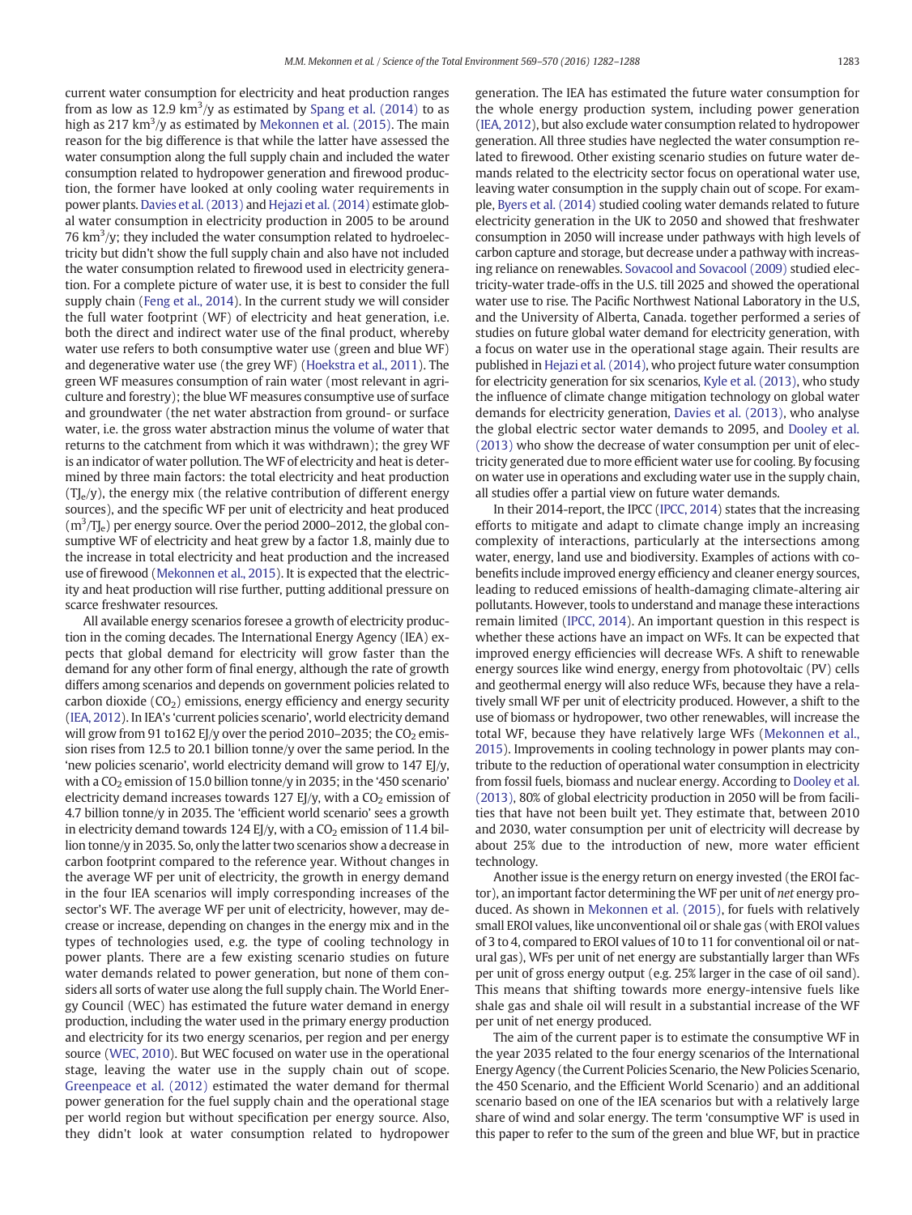current water consumption for electricity and heat production ranges from as low as 12.9 $km^3$/y as estimated by Spang et al. (2014) to as high as 217 $km^3$/y as estimated by Mekonnen et al. (2015). The main reason for the big difference is that while the latter have assessed the water consumption along the full supply chain and included the water consumption related to hydropower generation and firewood production, the former have looked at only cooling water requirements in power plants. Davies et al. (2013) and Hejazi et al. (2014) estimate global water consumption in electricity production in 2005 to be around 76 $km^3$/y; they included the water consumption related to hydroelectricity but didn't show the full supply chain and also have not included the water consumption related to firewood used in electricity generation. For a complete picture of water use, it is best to consider the full supply chain (Feng et al., 2014). In the current study we will consider the full water footprint (WF) of electricity and heat generation, i.e. both the direct and indirect water use of the final product, whereby water use refers to both consumptive water use (green and blue WF) and degenerative water use (the grey WF) (Hoekstra et al., 2011). The green WF measures consumption of rain water (most relevant in agriculture and forestry); the blue WF measures consumptive use of surface and groundwater (the net water abstraction from ground- or surface water, i.e. the gross water abstraction minus the volume of water that returns to the catchment from which it was withdrawn); the grey WF is an indicator of water pollution. The WF of electricity and heat is determined by three main factors: the total electricity and heat production ($TJ_e$/y), the energy mix (the relative contribution of different energy sources), and the specific WF per unit of electricity and heat produced ($m^3/TJ_e$) per energy source. Over the period 2000–2012, the global consumptive WF of electricity and heat grew by a factor 1.8, mainly due to the increase in total electricity and heat production and the increased use of firewood (Mekonnen et al., 2015). It is expected that the electricity and heat production will rise further, putting additional pressure on scarce freshwater resources.

All available energy scenarios foresee a growth of electricity production in the coming decades. The International Energy Agency (IEA) expects that global demand for electricity will grow faster than the demand for any other form of final energy, although the rate of growth differs among scenarios and depends on government policies related to carbon dioxide ($CO_2$) emissions, energy efficiency and energy security (IEA, 2012). In IEA's 'current policies scenario', world electricity demand will grow from 91 to162 EJ/y over the period 2010–2035; the $CO_2$ emission rises from 12.5 to 20.1 billion tonne/y over the same period. In the 'new policies scenario', world electricity demand will grow to 147 EJ/y, with a $CO_2$ emission of 15.0 billion tonne/y in 2035; in the '450 scenario' electricity demand increases towards 127 EJ/y, with a $CO_2$ emission of 4.7 billion tonne/y in 2035. The 'efficient world scenario' sees a growth in electricity demand towards 124 EJ/y, with a $CO_2$ emission of 11.4 billion tonne/y in 2035. So, only the latter two scenarios show a decrease in carbon footprint compared to the reference year. Without changes in the average WF per unit of electricity, the growth in energy demand in the four IEA scenarios will imply corresponding increases of the sector's WF. The average WF per unit of electricity, however, may decrease or increase, depending on changes in the energy mix and in the types of technologies used, e.g. the type of cooling technology in power plants. There are a few existing scenario studies on future water demands related to power generation, but none of them considers all sorts of water use along the full supply chain. The World Energy Council (WEC) has estimated the future water demand in energy production, including the water used in the primary energy production and electricity for its two energy scenarios, per region and per energy source (WEC, 2010). But WEC focused on water use in the operational stage, leaving the water use in the supply chain out of scope. Greenpeace et al. (2012) estimated the water demand for thermal power generation for the fuel supply chain and the operational stage per world region but without specification per energy source. Also, they didn't look at water consumption related to hydropower generation. The IEA has estimated the future water consumption for the whole energy production system, including power generation (IEA, 2012), but also exclude water consumption related to hydropower generation. All three studies have neglected the water consumption related to firewood. Other existing scenario studies on future water demands related to the electricity sector focus on operational water use, leaving water consumption in the supply chain out of scope. For example, Byers et al. (2014) studied cooling water demands related to future electricity generation in the UK to 2050 and showed that freshwater consumption in 2050 will increase under pathways with high levels of carbon capture and storage, but decrease under a pathway with increasing reliance on renewables. Sovacool and Sovacool (2009) studied electricity-water trade-offs in the U.S. till 2025 and showed the operational water use to rise. The Pacific Northwest National Laboratory in the U.S, and the University of Alberta, Canada. together performed a series of studies on future global water demand for electricity generation, with a focus on water use in the operational stage again. Their results are published in Hejazi et al. (2014), who project future water consumption for electricity generation for six scenarios, Kyle et al. (2013), who study the influence of climate change mitigation technology on global water demands for electricity generation, Davies et al. (2013), who analyse the global electric sector water demands to 2095, and Dooley et al. (2013) who show the decrease of water consumption per unit of electricity generated due to more efficient water use for cooling. By focusing on water use in operations and excluding water use in the supply chain, all studies offer a partial view on future water demands.

In their 2014-report, the IPCC (IPCC, 2014) states that the increasing efforts to mitigate and adapt to climate change imply an increasing complexity of interactions, particularly at the intersections among water, energy, land use and biodiversity. Examples of actions with co-benefits include improved energy efficiency and cleaner energy sources, leading to reduced emissions of health-damaging climate-altering air pollutants. However, tools to understand and manage these interactions remain limited (IPCC, 2014). An important question in this respect is whether these actions have an impact on WFs. It can be expected that improved energy efficiencies will decrease WFs. A shift to renewable energy sources like wind energy, energy from photovoltaic (PV) cells and geothermal energy will also reduce WFs, because they have a relatively small WF per unit of electricity produced. However, a shift to the use of biomass or hydropower, two other renewables, will increase the total WF, because they have relatively large WFs (Mekonnen et al., 2015). Improvements in cooling technology in power plants may contribute to the reduction of operational water consumption in electricity from fossil fuels, biomass and nuclear energy. According to Dooley et al. (2013), 80% of global electricity production in 2050 will be from facilities that have not been built yet. They estimate that, between 2010 and 2030, water consumption per unit of electricity will decrease by about 25% due to the introduction of new, more water efficient technology.

Another issue is the energy return on energy invested (the EROI factor), an important factor determining the WF per unit of *net* energy produced. As shown in Mekonnen et al. (2015), for fuels with relatively small EROI values, like unconventional oil or shale gas (with EROI values of 3 to 4, compared to EROI values of 10 to 11 for conventional oil or natural gas), WFs per unit of net energy are substantially larger than WFs per unit of gross energy output (e.g. 25% larger in the case of oil sand). This means that shifting towards more energy-intensive fuels like shale gas and shale oil will result in a substantial increase of the WF per unit of net energy produced.

The aim of the current paper is to estimate the consumptive WF in the year 2035 related to the four energy scenarios of the International Energy Agency (the Current Policies Scenario, the New Policies Scenario, the 450 Scenario, and the Efficient World Scenario) and an additional scenario based on one of the IEA scenarios but with a relatively large share of wind and solar energy. The term 'consumptive WF' is used in this paper to refer to the sum of the green and blue WF, but in practice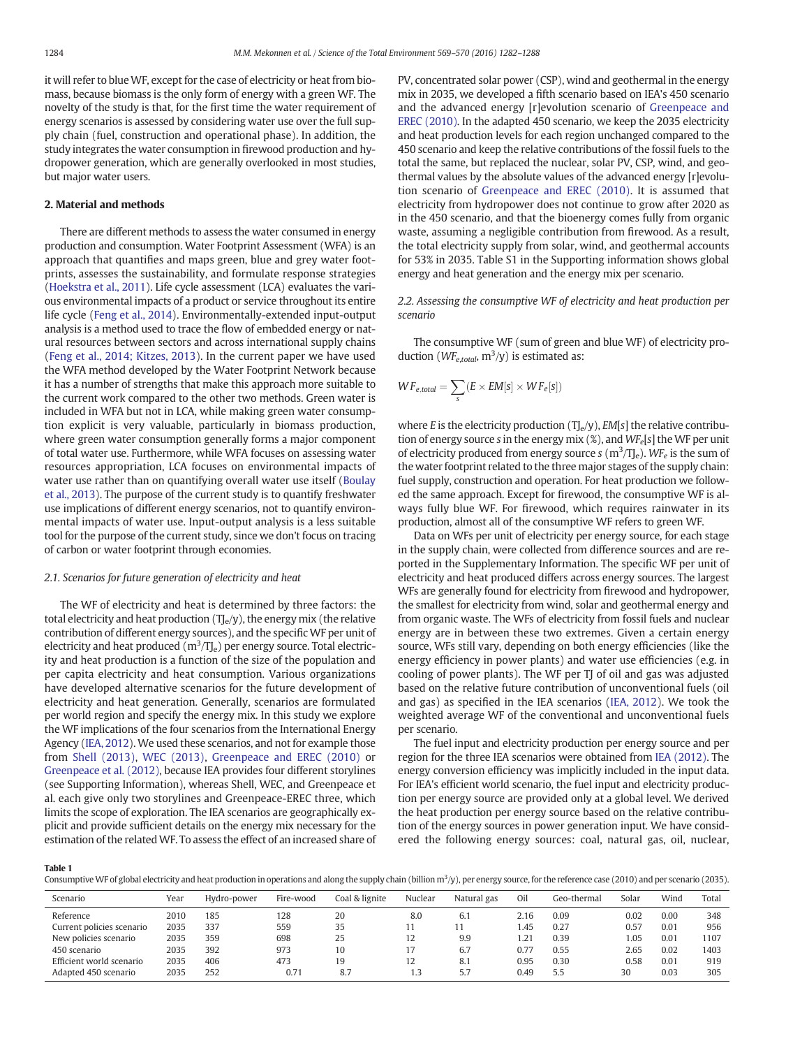it will refer to blue WF, except for the case of electricity or heat from biomass, because biomass is the only form of energy with a green WF. The novelty of the study is that, for the first time the water requirement of energy scenarios is assessed by considering water use over the full supply chain (fuel, construction and operational phase). In addition, the study integrates the water consumption in firewood production and hydropower generation, which are generally overlooked in most studies, but major water users.

## 2. Material and methods

There are different methods to assess the water consumed in energy production and consumption. Water Footprint Assessment (WFA) is an approach that quantifies and maps green, blue and grey water footprints, assesses the sustainability, and formulate response strategies (Hoekstra et al., 2011). Life cycle assessment (LCA) evaluates the various environmental impacts of a product or service throughout its entire life cycle (Feng et al., 2014). Environmentally-extended input-output analysis is a method used to trace the flow of embedded energy or natural resources between sectors and across international supply chains (Feng et al., 2014; Kitzes, 2013). In the current paper we have used the WFA method developed by the Water Footprint Network because it has a number of strengths that make this approach more suitable to the current work compared to the other two methods. Green water is included in WFA but not in LCA, while making green water consumption explicit is very valuable, particularly in biomass production, where green water consumption generally forms a major component of total water use. Furthermore, while WFA focuses on assessing water resources appropriation, LCA focuses on environmental impacts of water use rather than on quantifying overall water use itself (Boulay et al., 2013). The purpose of the current study is to quantify freshwater use implications of different energy scenarios, not to quantify environmental impacts of water use. Input-output analysis is a less suitable tool for the purpose of the current study, since we don't focus on tracing of carbon or water footprint through economies.

### 2.1. Scenarios for future generation of electricity and heat

The WF of electricity and heat is determined by three factors: the total electricity and heat production ($TJ_e$/y), the energy mix (the relative contribution of different energy sources), and the specific WF per unit of electricity and heat produced ($m^3/TJ_e$) per energy source. Total electricity and heat production is a function of the size of the population and per capita electricity and heat consumption. Various organizations have developed alternative scenarios for the future development of electricity and heat generation. Generally, scenarios are formulated per world region and specify the energy mix. In this study we explore the WF implications of the four scenarios from the International Energy Agency (IEA, 2012). We used these scenarios, and not for example those from Shell (2013), WEC (2013), Greenpeace and EREC (2010) or Greenpeace et al. (2012), because IEA provides four different storylines (see Supporting Information), whereas Shell, WEC, and Greenpeace et al. each give only two storylines and Greenpeace-EREC three, which limits the scope of exploration. The IEA scenarios are geographically explicit and provide sufficient details on the energy mix necessary for the estimation of the related WF. To assess the effect of an increased share of PV, concentrated solar power (CSP), wind and geothermal in the energy mix in 2035, we developed a fifth scenario based on IEA's 450 scenario and the advanced energy [r]evolution scenario of Greenpeace and EREC (2010). In the adapted 450 scenario, we keep the 2035 electricity and heat production levels for each region unchanged compared to the 450 scenario and keep the relative contributions of the fossil fuels to the total the same, but replaced the nuclear, solar PV, CSP, wind, and geothermal values by the absolute values of the advanced energy [r]evolution scenario of Greenpeace and EREC (2010). It is assumed that electricity from hydropower does not continue to grow after 2020 as in the 450 scenario, and that the bioenergy comes fully from organic waste, assuming a negligible contribution from firewood. As a result, the total electricity supply from solar, wind, and geothermal accounts for 53% in 2035. Table S1 in the Supporting information shows global energy and heat generation and the energy mix per scenario.

### 2.2. Assessing the consumptive WF of electricity and heat production per scenario

The consumptive WF (sum of green and blue WF) of electricity production ($WF_{e,total}$, $m^3$/y) is estimated as:

$$WF_{e,total} = \sum_{s}(E \times EM[s] \times WF_e[s])$$

where $E$ is the electricity production ($TJ_e$/y), $EM[s]$ the relative contribution of energy source $s$ in the energy mix (%), and $WF_e[s]$ the WF per unit of electricity produced from energy source $s$ ($m^3/TJ_e$). $WF_e$ is the sum of the water footprint related to the three major stages of the supply chain: fuel supply, construction and operation. For heat production we followed the same approach. Except for firewood, the consumptive WF is always fully blue WF. For firewood, which requires rainwater in its production, almost all of the consumptive WF refers to green WF.

Data on WFs per unit of electricity per energy source, for each stage in the supply chain, were collected from difference sources and are reported in the Supplementary Information. The specific WF per unit of electricity and heat produced differs across energy sources. The largest WFs are generally found for electricity from firewood and hydropower, the smallest for electricity from wind, solar and geothermal energy and from organic waste. The WFs of electricity from fossil fuels and nuclear energy are in between these two extremes. Given a certain energy source, WFs still vary, depending on both energy efficiencies (like the energy efficiency in power plants) and water use efficiencies (e.g. in cooling of power plants). The WF per TJ of oil and gas was adjusted based on the relative future contribution of unconventional fuels (oil and gas) as specified in the IEA scenarios (IEA, 2012). We took the weighted average WF of the conventional and unconventional fuels per scenario.

The fuel input and electricity production per energy source and per region for the three IEA scenarios were obtained from IEA (2012). The energy conversion efficiency was implicitly included in the input data. For IEA's efficient world scenario, the fuel input and electricity production per energy source are provided only at a global level. We derived the heat production per energy source based on the relative contribution of the energy sources in power generation input. We have considered the following energy sources: coal, natural gas, oil, nuclear,

**Table 1**
Consumptive WF of global electricity and heat production in operations and along the supply chain (billion $m^3$/y), per energy source, for the reference case (2010) and per scenario (2035).

| Scenario | Year | Hydro-power | Fire-wood | Coal & lignite | Nuclear | Natural gas | Oil | Geo-thermal | Solar | Wind | Total |
|---|---|---|---|---|---|---|---|---|---|---|---|
| Reference | 2010 | 185 | 128 | 20 | 8.0 | 6.1 | 2.16 | 0.09 | 0.02 | 0.00 | 348 |
| Current policies scenario | 2035 | 337 | 559 | 35 | 11 | 11 | 1.45 | 0.27 | 0.57 | 0.01 | 956 |
| New policies scenario | 2035 | 359 | 698 | 25 | 12 | 9.9 | 1.21 | 0.39 | 1.05 | 0.01 | 1107 |
| 450 scenario | 2035 | 392 | 973 | 10 | 17 | 6.7 | 0.77 | 0.55 | 2.65 | 0.02 | 1403 |
| Efficient world scenario | 2035 | 406 | 473 | 19 | 12 | 8.1 | 0.95 | 0.30 | 0.58 | 0.01 | 919 |
| Adapted 450 scenario | 2035 | 252 | 0.71 | 8.7 | 1.3 | 5.7 | 0.49 | 5.5 | 30 | 0.03 | 305 |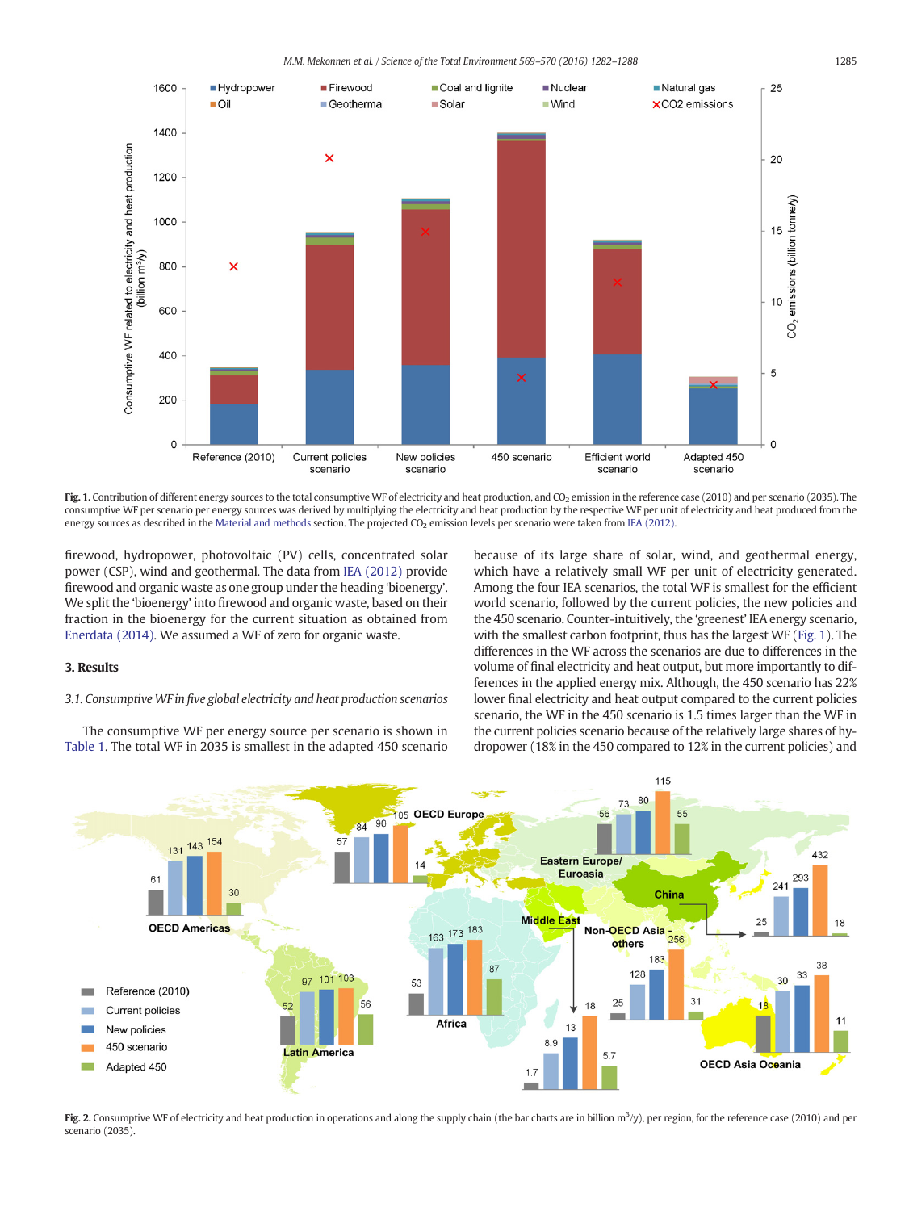Fig. 1. Contribution of different energy sources to the total consumptive WF of electricity and heat production, and $CO_2$ emission in the reference case (2010) and per scenario (2035). The consumptive WF per scenario per energy sources was derived by multiplying the electricity and heat production by the respective WF per unit of electricity and heat produced from the energy sources as described in the Material and methods section. The projected $CO_2$ emission levels per scenario were taken from IEA (2012).

firewood, hydropower, photovoltaic (PV) cells, concentrated solar power (CSP), wind and geothermal. The data from IEA (2012) provide firewood and organic waste as one group under the heading 'bioenergy'. We split the 'bioenergy' into firewood and organic waste, based on their fraction in the bioenergy for the current situation as obtained from Enerdata (2014). We assumed a WF of zero for organic waste.

## 3. Results

### 3.1. Consumptive WF in five global electricity and heat production scenarios

The consumptive WF per energy source per scenario is shown in Table 1. The total WF in 2035 is smallest in the adapted 450 scenario because of its large share of solar, wind, and geothermal energy, which have a relatively small WF per unit of electricity generated. Among the four IEA scenarios, the total WF is smallest for the efficient world scenario, followed by the current policies, the new policies and the 450 scenario. Counter-intuitively, the 'greenest' IEA energy scenario, with the smallest carbon footprint, thus has the largest WF (Fig. 1). The differences in the WF across the scenarios are due to differences in the volume of final electricity and heat output, but more importantly to differences in the applied energy mix. Although, the 450 scenario has 22% lower final electricity and heat output compared to the current policies scenario, the WF in the 450 scenario is 1.5 times larger than the WF in the current policies scenario because of the relatively large shares of hydropower (18% in the 450 compared to 12% in the current policies) and

Fig. 2. Consumptive WF of electricity and heat production in operations and along the supply chain (the bar charts are in billion $m^3$/y), per region, for the reference case (2010) and per scenario (2035).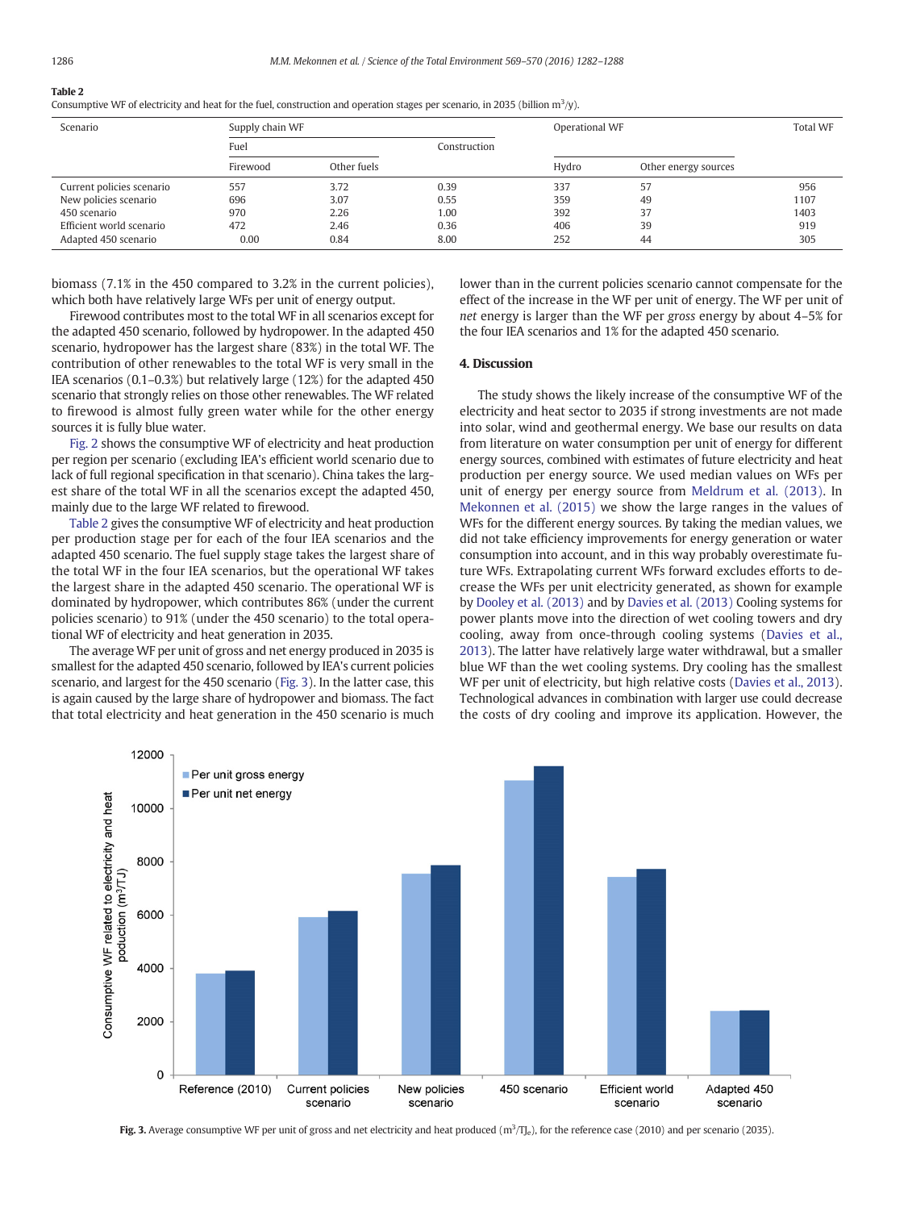**Table 2**
Consumptive WF of electricity and heat for the fuel, construction and operation stages per scenario, in 2035 (billion $m^3$/y).

| Scenario | Supply chain WF | | | Operational WF | | Total WF |
|---|---|---|---|---|---|---|
| | Fuel | | Construction | | | |
| | Firewood | Other fuels | | Hydro | Other energy sources | |
| Current policies scenario | 557 | 3.72 | 0.39 | 337 | 57 | 956 |
| New policies scenario | 696 | 3.07 | 0.55 | 359 | 49 | 1107 |
| 450 scenario | 970 | 2.26 | 1.00 | 392 | 37 | 1403 |
| Efficient world scenario | 472 | 2.46 | 0.36 | 406 | 39 | 919 |
| Adapted 450 scenario | 0.00 | 0.84 | 8.00 | 252 | 44 | 305 |

biomass (7.1% in the 450 compared to 3.2% in the current policies), which both have relatively large WFs per unit of energy output.

Firewood contributes most to the total WF in all scenarios except for the adapted 450 scenario, followed by hydropower. In the adapted 450 scenario, hydropower has the largest share (83%) in the total WF. The contribution of other renewables to the total WF is very small in the IEA scenarios (0.1–0.3%) but relatively large (12%) for the adapted 450 scenario that strongly relies on those other renewables. The WF related to firewood is almost fully green water while for the other energy sources it is fully blue water.

Fig. 2 shows the consumptive WF of electricity and heat production per region per scenario (excluding IEA's efficient world scenario due to lack of full regional specification in that scenario). China takes the largest share of the total WF in all the scenarios except the adapted 450, mainly due to the large WF related to firewood.

Table 2 gives the consumptive WF of electricity and heat production per production stage per for each of the four IEA scenarios and the adapted 450 scenario. The fuel supply stage takes the largest share of the total WF in the four IEA scenarios, but the operational WF takes the largest share in the adapted 450 scenario. The operational WF is dominated by hydropower, which contributes 86% (under the current policies scenario) to 91% (under the 450 scenario) to the total operational WF of electricity and heat generation in 2035.

The average WF per unit of gross and net energy produced in 2035 is smallest for the adapted 450 scenario, followed by IEA's current policies scenario, and largest for the 450 scenario (Fig. 3). In the latter case, this is again caused by the large share of hydropower and biomass. The fact that total electricity and heat generation in the 450 scenario is much lower than in the current policies scenario cannot compensate for the effect of the increase in the WF per unit of energy. The WF per unit of *net* energy is larger than the WF per *gross* energy by about 4–5% for the four IEA scenarios and 1% for the adapted 450 scenario.

## 4. Discussion

The study shows the likely increase of the consumptive WF of the electricity and heat sector to 2035 if strong investments are not made into solar, wind and geothermal energy. We base our results on data from literature on water consumption per unit of energy for different energy sources, combined with estimates of future electricity and heat production per energy source. We used median values on WFs per unit of energy per energy source from Meldrum et al. (2013). In Mekonnen et al. (2015) we show the large ranges in the values of WFs for the different energy sources. By taking the median values, we did not take efficiency improvements for energy generation or water consumption into account, and in this way probably overestimate future WFs. Extrapolating current WFs forward excludes efforts to decrease the WFs per unit electricity generated, as shown for example by Dooley et al. (2013) and by Davies et al. (2013) Cooling systems for power plants move into the direction of wet cooling towers and dry cooling, away from once-through cooling systems (Davies et al., 2013). The latter have relatively large water withdrawal, but a smaller blue WF than the wet cooling systems. Dry cooling has the smallest WF per unit of electricity, but high relative costs (Davies et al., 2013). Technological advances in combination with larger use could decrease the costs of dry cooling and improve its application. However, the

**Fig. 3.** Average consumptive WF per unit of gross and net electricity and heat produced ($m^3/TJ_e$), for the reference case (2010) and per scenario (2035).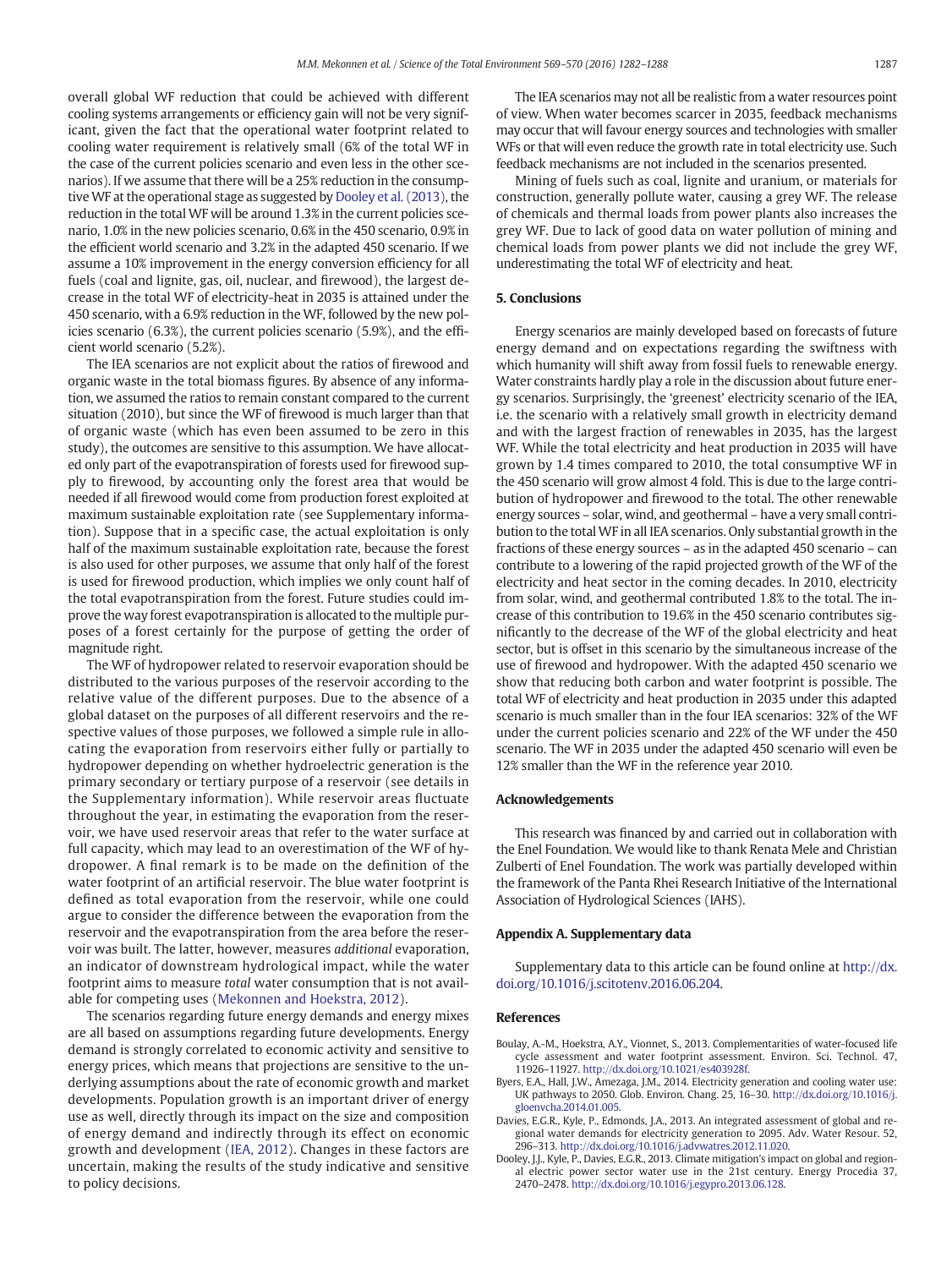overall global WF reduction that could be achieved with different cooling systems arrangements or efficiency gain will not be very significant, given the fact that the operational water footprint related to cooling water requirement is relatively small (6% of the total WF in the case of the current policies scenario and even less in the other scenarios). If we assume that there will be a 25% reduction in the consumptive WF at the operational stage as suggested by Dooley et al. (2013), the reduction in the total WF will be around 1.3% in the current policies scenario, 1.0% in the new policies scenario, 0.6% in the 450 scenario, 0.9% in the efficient world scenario and 3.2% in the adapted 450 scenario. If we assume a 10% improvement in the energy conversion efficiency for all fuels (coal and lignite, gas, oil, nuclear, and firewood), the largest decrease in the total WF of electricity-heat in 2035 is attained under the 450 scenario, with a 6.9% reduction in the WF, followed by the new policies scenario (6.3%), the current policies scenario (5.9%), and the efficient world scenario (5.2%).

The IEA scenarios are not explicit about the ratios of firewood and organic waste in the total biomass figures. By absence of any information, we assumed the ratios to remain constant compared to the current situation (2010), but since the WF of firewood is much larger than that of organic waste (which has even been assumed to be zero in this study), the outcomes are sensitive to this assumption. We have allocated only part of the evapotranspiration of forests used for firewood supply to firewood, by accounting only the forest area that would be needed if all firewood would come from production forest exploited at maximum sustainable exploitation rate (see Supplementary information). Suppose that in a specific case, the actual exploitation is only half of the maximum sustainable exploitation rate, because the forest is also used for other purposes, we assume that only half of the forest is used for firewood production, which implies we only count half of the total evapotranspiration from the forest. Future studies could improve the way forest evapotranspiration is allocated to the multiple purposes of a forest certainly for the purpose of getting the order of magnitude right.

The WF of hydropower related to reservoir evaporation should be distributed to the various purposes of the reservoir according to the relative value of the different purposes. Due to the absence of a global dataset on the purposes of all different reservoirs and the respective values of those purposes, we followed a simple rule in allocating the evaporation from reservoirs either fully or partially to hydropower depending on whether hydroelectric generation is the primary secondary or tertiary purpose of a reservoir (see details in the Supplementary information). While reservoir areas fluctuate throughout the year, in estimating the evaporation from the reservoir, we have used reservoir areas that refer to the water surface at full capacity, which may lead to an overestimation of the WF of hydropower. A final remark is to be made on the definition of the water footprint of an artificial reservoir. The blue water footprint is defined as total evaporation from the reservoir, while one could argue to consider the difference between the evaporation from the reservoir and the evapotranspiration from the area before the reservoir was built. The latter, however, measures *additional* evaporation, an indicator of downstream hydrological impact, while the water footprint aims to measure *total* water consumption that is not available for competing uses (Mekonnen and Hoekstra, 2012).

The scenarios regarding future energy demands and energy mixes are all based on assumptions regarding future developments. Energy demand is strongly correlated to economic activity and sensitive to energy prices, which means that projections are sensitive to the underlying assumptions about the rate of economic growth and market developments. Population growth is an important driver of energy use as well, directly through its impact on the size and composition of energy demand and indirectly through its effect on economic growth and development (IEA, 2012). Changes in these factors are uncertain, making the results of the study indicative and sensitive to policy decisions.

The IEA scenarios may not all be realistic from a water resources point of view. When water becomes scarcer in 2035, feedback mechanisms may occur that will favour energy sources and technologies with smaller WFs or that will even reduce the growth rate in total electricity use. Such feedback mechanisms are not included in the scenarios presented.

Mining of fuels such as coal, lignite and uranium, or materials for construction, generally pollute water, causing a grey WF. The release of chemicals and thermal loads from power plants also increases the grey WF. Due to lack of good data on water pollution of mining and chemical loads from power plants we did not include the grey WF, underestimating the total WF of electricity and heat.

## 5. Conclusions

Energy scenarios are mainly developed based on forecasts of future energy demand and on expectations regarding the swiftness with which humanity will shift away from fossil fuels to renewable energy. Water constraints hardly play a role in the discussion about future energy scenarios. Surprisingly, the 'greenest' electricity scenario of the IEA, i.e. the scenario with a relatively small growth in electricity demand and with the largest fraction of renewables in 2035, has the largest WF. While the total electricity and heat production in 2035 will have grown by 1.4 times compared to 2010, the total consumptive WF in the 450 scenario will grow almost 4 fold. This is due to the large contribution of hydropower and firewood to the total. The other renewable energy sources – solar, wind, and geothermal – have a very small contribution to the total WF in all IEA scenarios. Only substantial growth in the fractions of these energy sources – as in the adapted 450 scenario – can contribute to a lowering of the rapid projected growth of the WF of the electricity and heat sector in the coming decades. In 2010, electricity from solar, wind, and geothermal contributed 1.8% to the total. The increase of this contribution to 19.6% in the 450 scenario contributes significantly to the decrease of the WF of the global electricity and heat sector, but is offset in this scenario by the simultaneous increase of the use of firewood and hydropower. With the adapted 450 scenario we show that reducing both carbon and water footprint is possible. The total WF of electricity and heat production in 2035 under this adapted scenario is much smaller than in the four IEA scenarios: 32% of the WF under the current policies scenario and 22% of the WF under the 450 scenario. The WF in 2035 under the adapted 450 scenario will even be 12% smaller than the WF in the reference year 2010.

## Acknowledgements

This research was financed by and carried out in collaboration with the Enel Foundation. We would like to thank Renata Mele and Christian Zulberti of Enel Foundation. The work was partially developed within the framework of the Panta Rhei Research Initiative of the International Association of Hydrological Sciences (IAHS).

## Appendix A. Supplementary data

Supplementary data to this article can be found online at http://dx.doi.org/10.1016/j.scitotenv.2016.06.204.

## References

Boulay, A.-M., Hoekstra, A.Y., Vionnet, S., 2013. Complementarities of water-focused life cycle assessment and water footprint assessment. Environ. Sci. Technol. 47, 11926–11927. http://dx.doi.org/10.1021/es403928f.

Byers, E.A., Hall, J.W., Amezaga, J.M., 2014. Electricity generation and cooling water use: UK pathways to 2050. Glob. Environ. Chang. 25, 16–30. http://dx.doi.org/10.1016/j.gloenvcha.2014.01.005.

Davies, E.G.R., Kyle, P., Edmonds, J.A., 2013. An integrated assessment of global and regional water demands for electricity generation to 2095. Adv. Water Resour. 52, 296–313. http://dx.doi.org/10.1016/j.advwatres.2012.11.020.

Dooley, J.J., Kyle, P., Davies, E.G.R., 2013. Climate mitigation's impact on global and regional electric power sector water use in the 21st century. Energy Procedia 37, 2470–2478. http://dx.doi.org/10.1016/j.egypro.2013.06.128.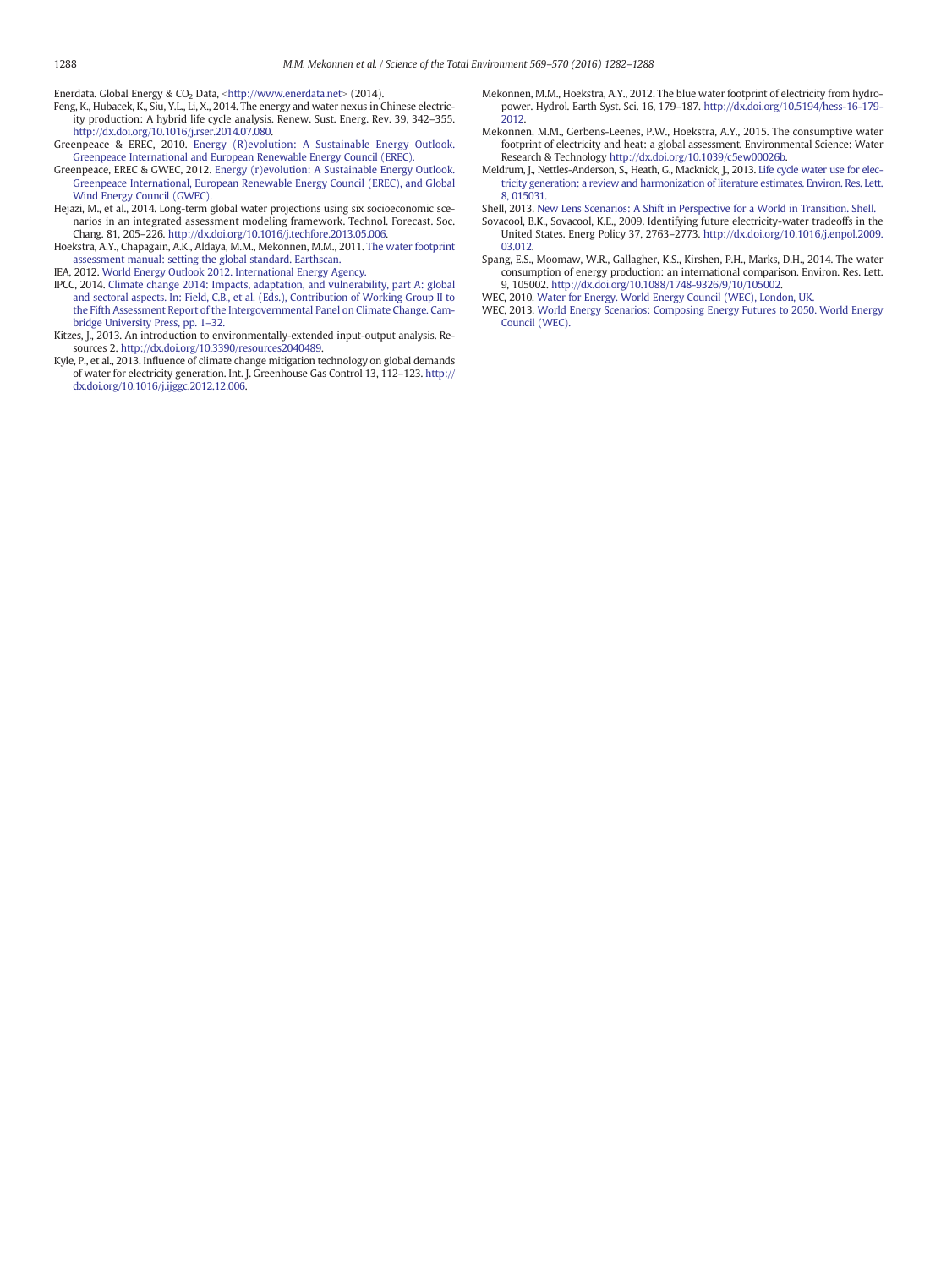Enerdata. Global Energy & $CO_2$ Data, <http://www.enerdata.net> (2014).

Feng, K., Hubacek, K., Siu, Y.L., Li, X., 2014. The energy and water nexus in Chinese electricity production: A hybrid life cycle analysis. Renew. Sust. Energ. Rev. 39, 342–355. http://dx.doi.org/10.1016/j.rser.2014.07.080.

Greenpeace & EREC, 2010. Energy (R)evolution: A Sustainable Energy Outlook. Greenpeace International and European Renewable Energy Council (EREC).

Greenpeace, EREC & GWEC, 2012. Energy (r)evolution: A Sustainable Energy Outlook. Greenpeace International, European Renewable Energy Council (EREC), and Global Wind Energy Council (GWEC).

Hejazi, M., et al., 2014. Long-term global water projections using six socioeconomic scenarios in an integrated assessment modeling framework. Technol. Forecast. Soc. Chang. 81, 205–226. http://dx.doi.org/10.1016/j.techfore.2013.05.006.

Hoekstra, A.Y., Chapagain, A.K., Aldaya, M.M., Mekonnen, M.M., 2011. The water footprint assessment manual: setting the global standard. Earthscan.

IEA, 2012. World Energy Outlook 2012. International Energy Agency.

IPCC, 2014. Climate change 2014: Impacts, adaptation, and vulnerability, part A: global and sectoral aspects. In: Field, C.B., et al. (Eds.), Contribution of Working Group II to the Fifth Assessment Report of the Intergovernmental Panel on Climate Change. Cambridge University Press, pp. 1–32.

Kitzes, J., 2013. An introduction to environmentally-extended input-output analysis. Resources 2. http://dx.doi.org/10.3390/resources2040489.

Kyle, P., et al., 2013. Influence of climate change mitigation technology on global demands of water for electricity generation. Int. J. Greenhouse Gas Control 13, 112–123. http://dx.doi.org/10.1016/j.ijggc.2012.12.006.

Mekonnen, M.M., Hoekstra, A.Y., 2012. The blue water footprint of electricity from hydropower. Hydrol. Earth Syst. Sci. 16, 179–187. http://dx.doi.org/10.5194/hess-16-179-2012.

Mekonnen, M.M., Gerbens-Leenes, P.W., Hoekstra, A.Y., 2015. The consumptive water footprint of electricity and heat: a global assessment. Environmental Science: Water Research & Technology http://dx.doi.org/10.1039/c5ew00026b.

Meldrum, J., Nettles-Anderson, S., Heath, G., Macknick, J., 2013. Life cycle water use for electricity generation: a review and harmonization of literature estimates. Environ. Res. Lett. 8, 015031.

Shell, 2013. New Lens Scenarios: A Shift in Perspective for a World in Transition. Shell.

Sovacool, B.K., Sovacool, K.E., 2009. Identifying future electricity-water tradeoffs in the United States. Energ Policy 37, 2763–2773. http://dx.doi.org/10.1016/j.enpol.2009.03.012.

Spang, E.S., Moomaw, W.R., Gallagher, K.S., Kirshen, P.H., Marks, D.H., 2014. The water consumption of energy production: an international comparison. Environ. Res. Lett. 9, 105002. http://dx.doi.org/10.1088/1748-9326/9/10/105002.

WEC, 2010. Water for Energy. World Energy Council (WEC), London, UK.

WEC, 2013. World Energy Scenarios: Composing Energy Futures to 2050. World Energy Council (WEC).